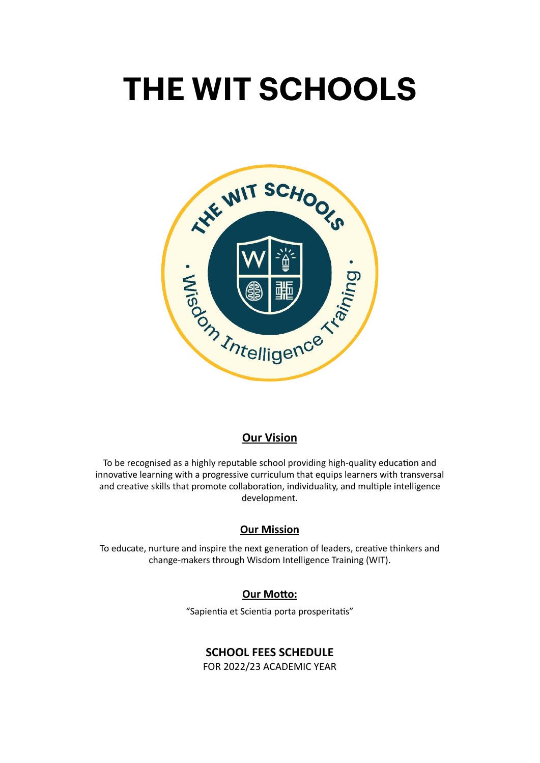# THE WIT SCHOOLS

## Our Vision

To be recognised as a highly reputable school providing high-quality education and innovative learning with a progressive curriculum that equips learners with transversal and creative skills that promote collaboration, individuality, and multiple intelligence development.

## Our Mission

To educate, nurture and inspire the next generation of leaders, creative thinkers and change-makers through Wisdom Intelligence Training (WIT).

## Our Motto:

"Sapientia et Scientia porta prosperitatis"

## SCHOOL FEES SCHEDULE

FOR 2022/23 ACADEMIC YEAR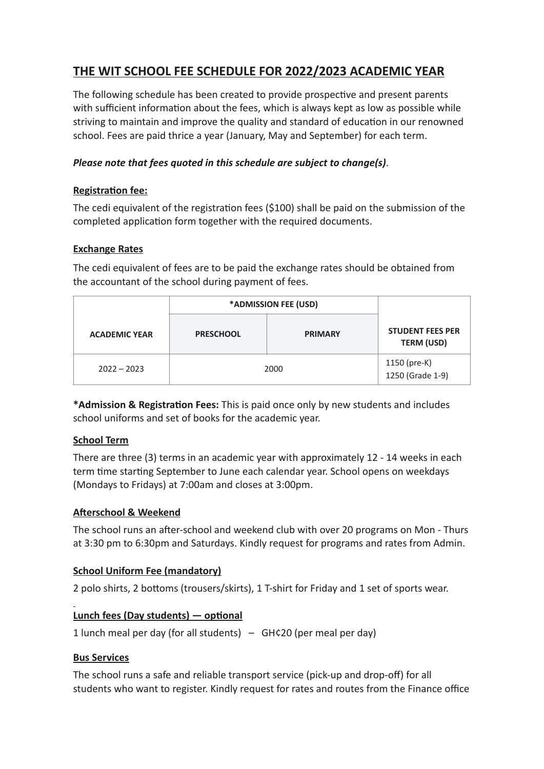# THE WIT SCHOOL FEE SCHEDULE FOR 2022/2023 ACADEMIC YEAR

The following schedule has been created to provide prospective and present parents with sufficient information about the fees, which is always kept as low as possible while striving to maintain and improve the quality and standard of education in our renowned school. Fees are paid thrice a year (January, May and September) for each term.

***Please note that fees quoted in this schedule are subject to change(s)***.

## Registration fee:

The cedi equivalent of the registration fees ($100) shall be paid on the submission of the completed application form together with the required documents.

## Exchange Rates

The cedi equivalent of fees are to be paid the exchange rates should be obtained from the accountant of the school during payment of fees.

| ACADEMIC YEAR | *ADMISSION FEE (USD) | | STUDENT FEES PER TERM (USD) |
|---|---|---|---|
| | PRESCHOOL | PRIMARY | |
| 2022 – 2023 | 2000 | | 1150 (pre-K)<br>1250 (Grade 1-9) |

**\*Admission & Registration Fees:** This is paid once only by new students and includes school uniforms and set of books for the academic year.

## School Term

There are three (3) terms in an academic year with approximately 12 - 14 weeks in each term time starting September to June each calendar year. School opens on weekdays (Mondays to Fridays) at 7:00am and closes at 3:00pm.

## Afterschool & Weekend

The school runs an after-school and weekend club with over 20 programs on Mon - Thurs at 3:30 pm to 6:30pm and Saturdays. Kindly request for programs and rates from Admin.

## School Uniform Fee (mandatory)

2 polo shirts, 2 bottoms (trousers/skirts), 1 T-shirt for Friday and 1 set of sports wear.

## Lunch fees (Day students) — optional

1 lunch meal per day (for all students) – GH¢20 (per meal per day)

## Bus Services

The school runs a safe and reliable transport service (pick-up and drop-off) for all students who want to register. Kindly request for rates and routes from the Finance office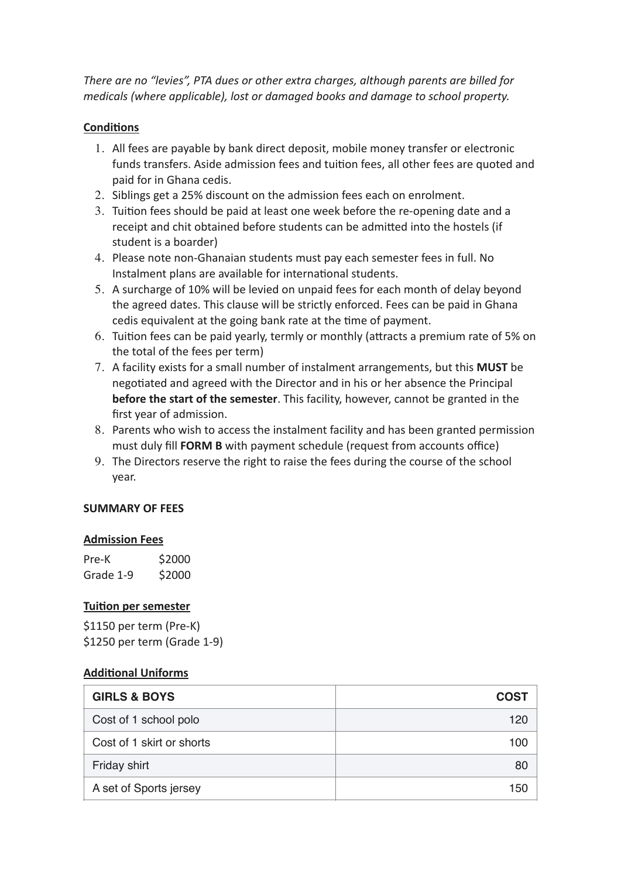*There are no "levies", PTA dues or other extra charges, although parents are billed for medicals (where applicable), lost or damaged books and damage to school property.*

**Conditions**

1. All fees are payable by bank direct deposit, mobile money transfer or electronic funds transfers. Aside admission fees and tuition fees, all other fees are quoted and paid for in Ghana cedis.
2. Siblings get a 25% discount on the admission fees each on enrolment.
3. Tuition fees should be paid at least one week before the re-opening date and a receipt and chit obtained before students can be admitted into the hostels (if student is a boarder)
4. Please note non-Ghanaian students must pay each semester fees in full. No Instalment plans are available for international students.
5. A surcharge of 10% will be levied on unpaid fees for each month of delay beyond the agreed dates. This clause will be strictly enforced. Fees can be paid in Ghana cedis equivalent at the going bank rate at the time of payment.
6. Tuition fees can be paid yearly, termly or monthly (attracts a premium rate of 5% on the total of the fees per term)
7. A facility exists for a small number of instalment arrangements, but this **MUST** be negotiated and agreed with the Director and in his or her absence the Principal **before the start of the semester**. This facility, however, cannot be granted in the first year of admission.
8. Parents who wish to access the instalment facility and has been granted permission must duly fill **FORM B** with payment schedule (request from accounts office)
9. The Directors reserve the right to raise the fees during the course of the school year.

**SUMMARY OF FEES**

**Admission Fees**

| | |
|---|---|
| Pre-K | $2000 |
| Grade 1-9 | $2000 |

**Tuition per semester**

$1150 per term (Pre-K)
$1250 per term (Grade 1-9)

**Additional Uniforms**

| GIRLS & BOYS | COST |
|---|---|
| Cost of 1 school polo | 120 |
| Cost of 1 skirt or shorts | 100 |
| Friday shirt | 80 |
| A set of Sports jersey | 150 |